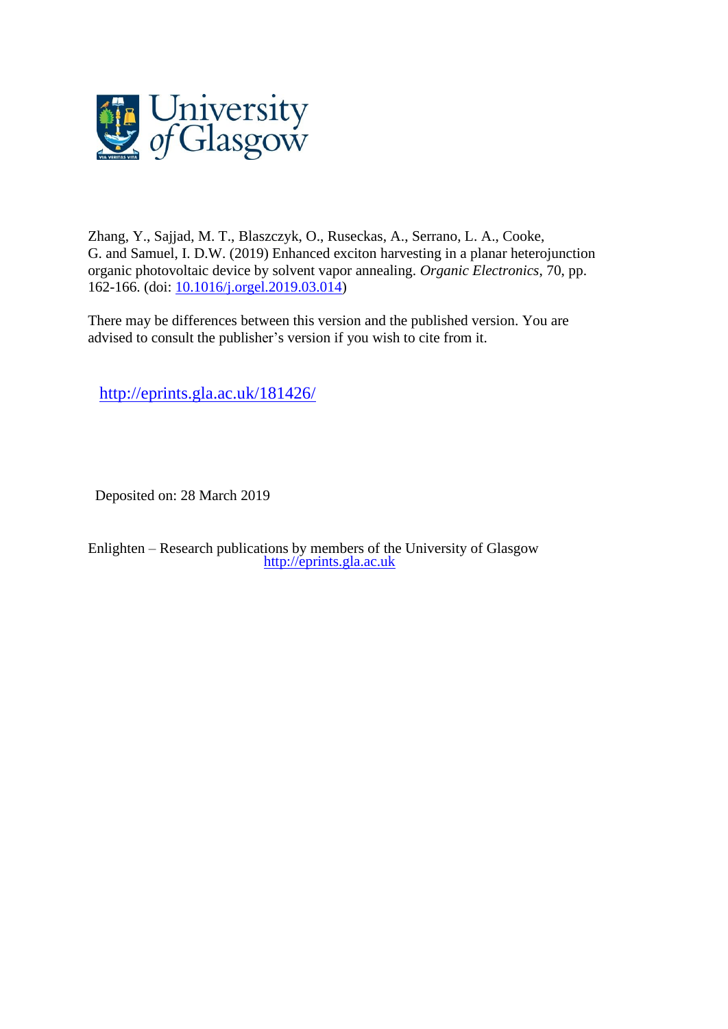Zhang, Y., Sajjad, M. T., Blaszczyk, O., Ruseckas, A., Serrano, L. A., Cooke, G. and Samuel, I. D.W. (2019) Enhanced exciton harvesting in a planar heterojunction organic photovoltaic device by solvent vapor annealing. *Organic Electronics*, 70, pp. 162-166. (doi: [10.1016/j.orgel.2019.03.014](https://doi.org/10.1016/j.orgel.2019.03.014))

There may be differences between this version and the published version. You are advised to consult the publisher's version if you wish to cite from it.

http://eprints.gla.ac.uk/181426/

Deposited on: 28 March 2019

Enlighten – Research publications by members of the University of Glasgow
http://eprints.gla.ac.uk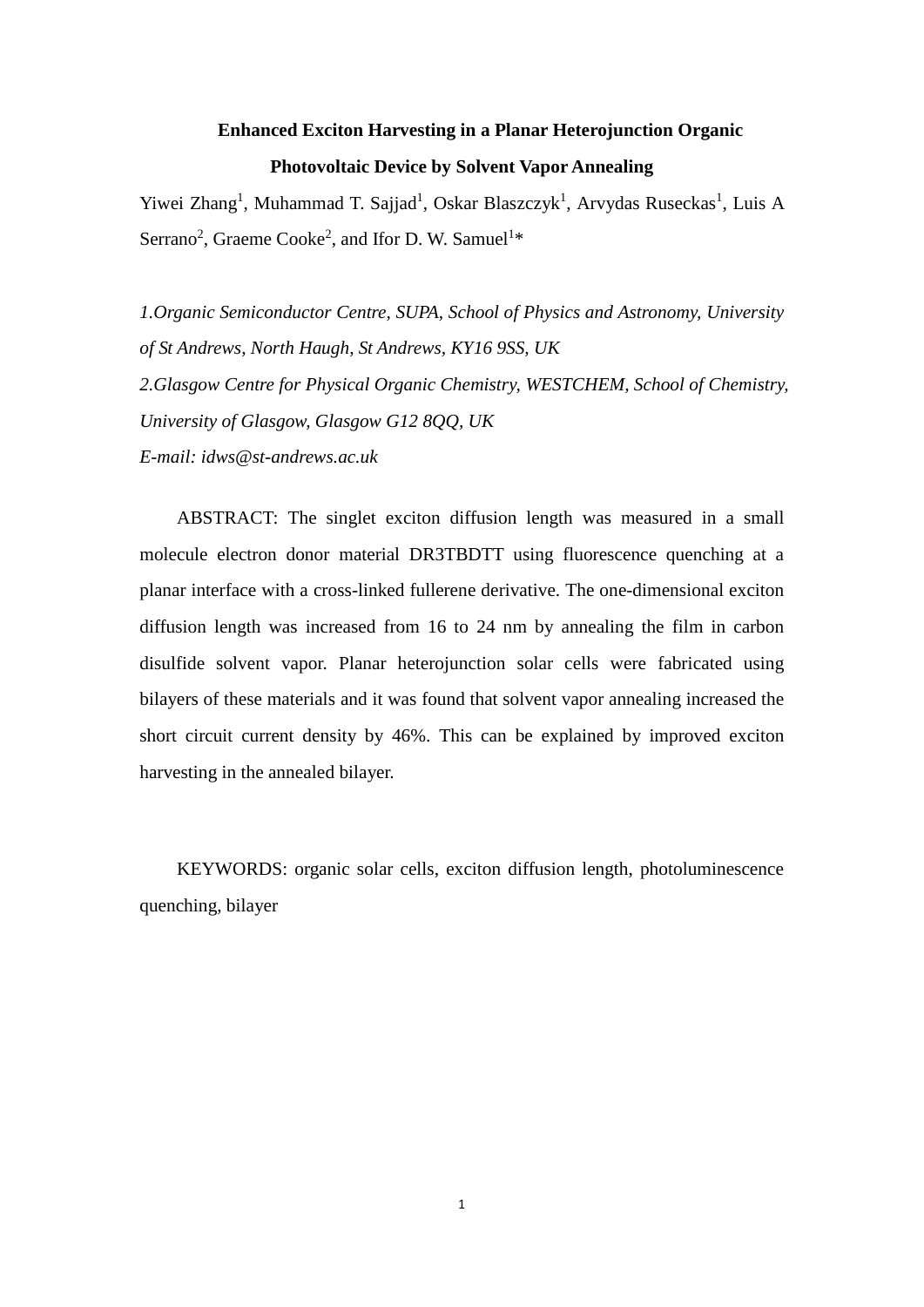# Enhanced Exciton Harvesting in a Planar Heterojunction Organic Photovoltaic Device by Solvent Vapor Annealing

Yiwei Zhang[1], Muhammad T. Sajjad[1], Oskar Blaszczyk[1], Arvydas Ruseckas[1], Luis A Serrano[2], Graeme Cooke[2], and Ifor D. W. Samuel[1]*

*1.Organic Semiconductor Centre, SUPA, School of Physics and Astronomy, University of St Andrews, North Haugh, St Andrews, KY16 9SS, UK*

*2.Glasgow Centre for Physical Organic Chemistry, WESTCHEM, School of Chemistry, University of Glasgow, Glasgow G12 8QQ, UK*

*E-mail: idws@st-andrews.ac.uk*

ABSTRACT: The singlet exciton diffusion length was measured in a small molecule electron donor material DR3TBDTT using fluorescence quenching at a planar interface with a cross-linked fullerene derivative. The one-dimensional exciton diffusion length was increased from 16 to 24 nm by annealing the film in carbon disulfide solvent vapor. Planar heterojunction solar cells were fabricated using bilayers of these materials and it was found that solvent vapor annealing increased the short circuit current density by 46%. This can be explained by improved exciton harvesting in the annealed bilayer.

KEYWORDS: organic solar cells, exciton diffusion length, photoluminescence quenching, bilayer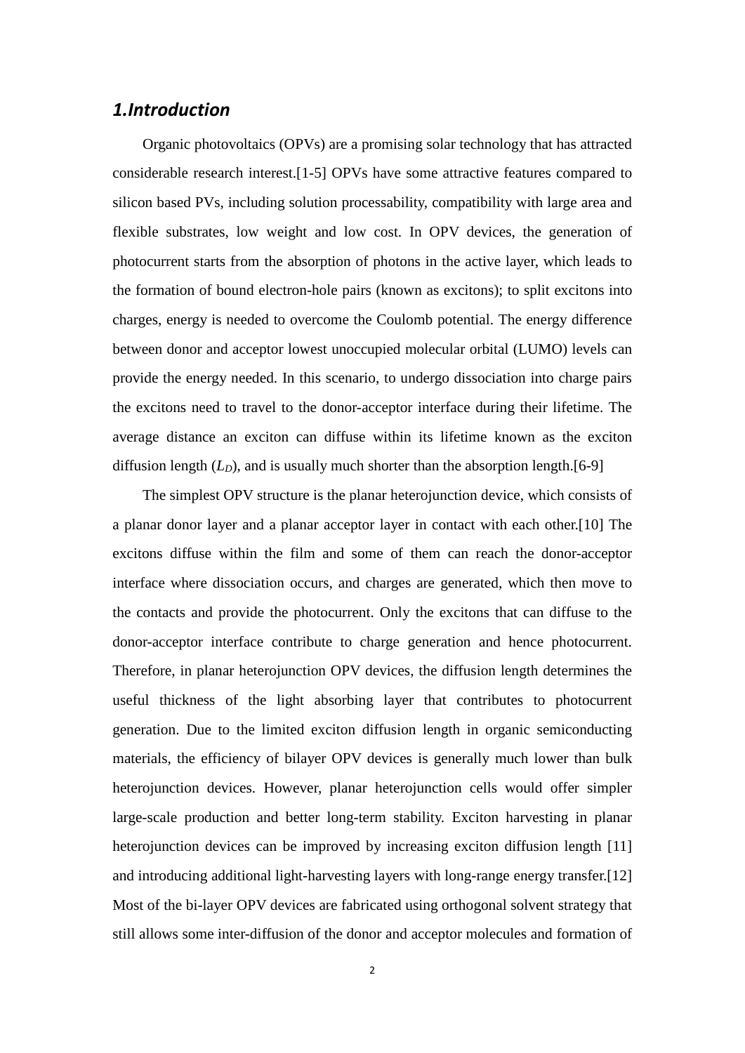## *1.Introduction*

Organic photovoltaics (OPVs) are a promising solar technology that has attracted considerable research interest.[1-5] OPVs have some attractive features compared to silicon based PVs, including solution processability, compatibility with large area and flexible substrates, low weight and low cost. In OPV devices, the generation of photocurrent starts from the absorption of photons in the active layer, which leads to the formation of bound electron-hole pairs (known as excitons); to split excitons into charges, energy is needed to overcome the Coulomb potential. The energy difference between donor and acceptor lowest unoccupied molecular orbital (LUMO) levels can provide the energy needed. In this scenario, to undergo dissociation into charge pairs the excitons need to travel to the donor-acceptor interface during their lifetime. The average distance an exciton can diffuse within its lifetime known as the exciton diffusion length ($L_D$), and is usually much shorter than the absorption length.[6-9]

The simplest OPV structure is the planar heterojunction device, which consists of a planar donor layer and a planar acceptor layer in contact with each other.[10] The excitons diffuse within the film and some of them can reach the donor-acceptor interface where dissociation occurs, and charges are generated, which then move to the contacts and provide the photocurrent. Only the excitons that can diffuse to the donor-acceptor interface contribute to charge generation and hence photocurrent. Therefore, in planar heterojunction OPV devices, the diffusion length determines the useful thickness of the light absorbing layer that contributes to photocurrent generation. Due to the limited exciton diffusion length in organic semiconducting materials, the efficiency of bilayer OPV devices is generally much lower than bulk heterojunction devices. However, planar heterojunction cells would offer simpler large-scale production and better long-term stability. Exciton harvesting in planar heterojunction devices can be improved by increasing exciton diffusion length [11] and introducing additional light-harvesting layers with long-range energy transfer.[12] Most of the bi-layer OPV devices are fabricated using orthogonal solvent strategy that still allows some inter-diffusion of the donor and acceptor molecules and formation of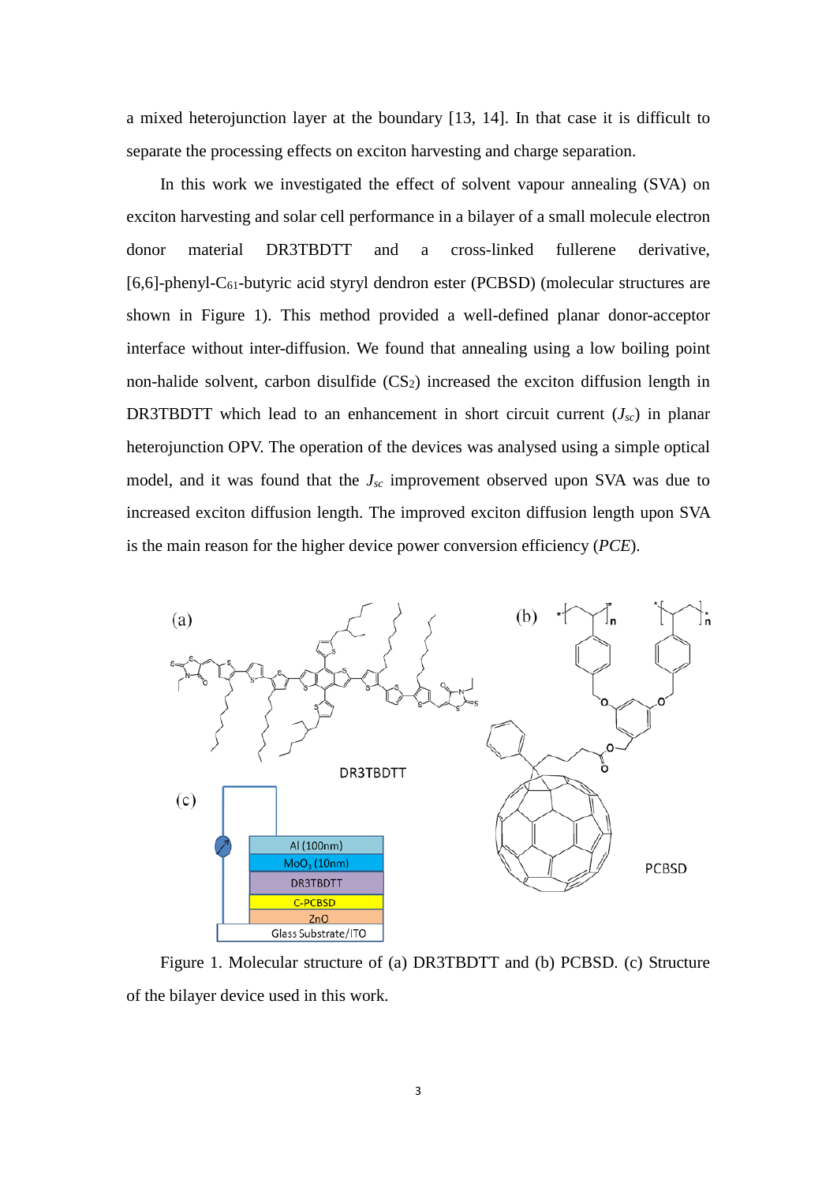a mixed heterojunction layer at the boundary [13, 14]. In that case it is difficult to separate the processing effects on exciton harvesting and charge separation.

In this work we investigated the effect of solvent vapour annealing (SVA) on exciton harvesting and solar cell performance in a bilayer of a small molecule electron donor material DR3TBDTT and a cross-linked fullerene derivative, [6,6]-phenyl-$C_{61}$-butyric acid styryl dendron ester (PCBSD) (molecular structures are shown in Figure 1). This method provided a well-defined planar donor-acceptor interface without inter-diffusion. We found that annealing using a low boiling point non-halide solvent, carbon disulfide ($CS_2$) increased the exciton diffusion length in DR3TBDTT which lead to an enhancement in short circuit current ($J_{sc}$) in planar heterojunction OPV. The operation of the devices was analysed using a simple optical model, and it was found that the $J_{sc}$ improvement observed upon SVA was due to increased exciton diffusion length. The improved exciton diffusion length upon SVA is the main reason for the higher device power conversion efficiency (*PCE*).

Figure 1. Molecular structure of (a) DR3TBDTT and (b) PCBSD. (c) Structure of the bilayer device used in this work.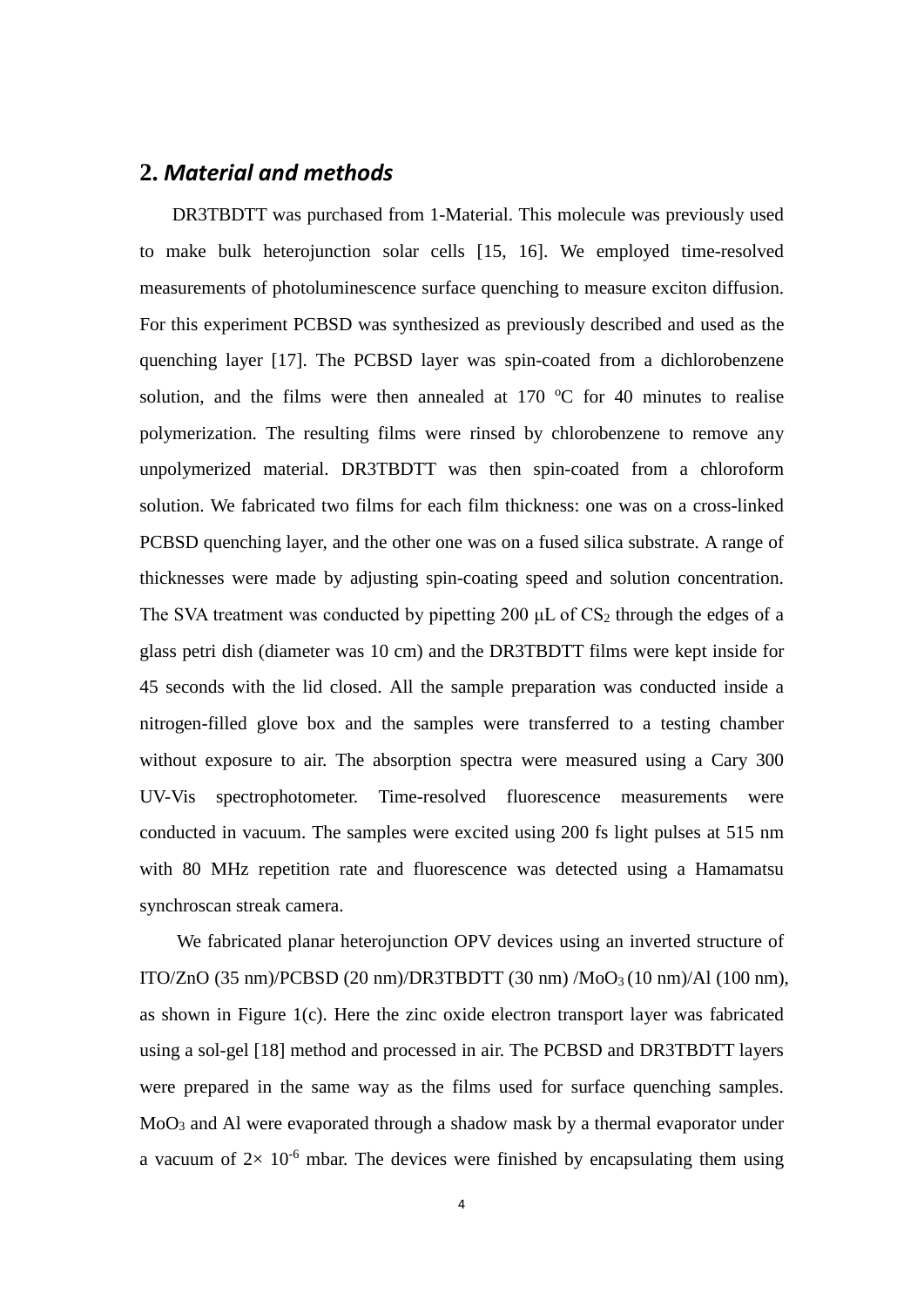## 2. *Material and methods*

DR3TBDTT was purchased from 1-Material. This molecule was previously used to make bulk heterojunction solar cells [15, 16]. We employed time-resolved measurements of photoluminescence surface quenching to measure exciton diffusion. For this experiment PCBSD was synthesized as previously described and used as the quenching layer [17]. The PCBSD layer was spin-coated from a dichlorobenzene solution, and the films were then annealed at 170 $^{o}$C for 40 minutes to realise polymerization. The resulting films were rinsed by chlorobenzene to remove any unpolymerized material. DR3TBDTT was then spin-coated from a chloroform solution. We fabricated two films for each film thickness: one was on a cross-linked PCBSD quenching layer, and the other one was on a fused silica substrate. A range of thicknesses were made by adjusting spin-coating speed and solution concentration. The SVA treatment was conducted by pipetting 200 μL of $CS_2$ through the edges of a glass petri dish (diameter was 10 cm) and the DR3TBDTT films were kept inside for 45 seconds with the lid closed. All the sample preparation was conducted inside a nitrogen-filled glove box and the samples were transferred to a testing chamber without exposure to air. The absorption spectra were measured using a Cary 300 UV-Vis spectrophotometer. Time-resolved fluorescence measurements were conducted in vacuum. The samples were excited using 200 fs light pulses at 515 nm with 80 MHz repetition rate and fluorescence was detected using a Hamamatsu synchroscan streak camera.

We fabricated planar heterojunction OPV devices using an inverted structure of ITO/ZnO (35 nm)/PCBSD (20 nm)/DR3TBDTT (30 nm) /$MoO_3$ (10 nm)/Al (100 nm), as shown in Figure 1(c). Here the zinc oxide electron transport layer was fabricated using a sol-gel [18] method and processed in air. The PCBSD and DR3TBDTT layers were prepared in the same way as the films used for surface quenching samples. $MoO_3$ and Al were evaporated through a shadow mask by a thermal evaporator under a vacuum of $2\times 10^{-6}$ mbar. The devices were finished by encapsulating them using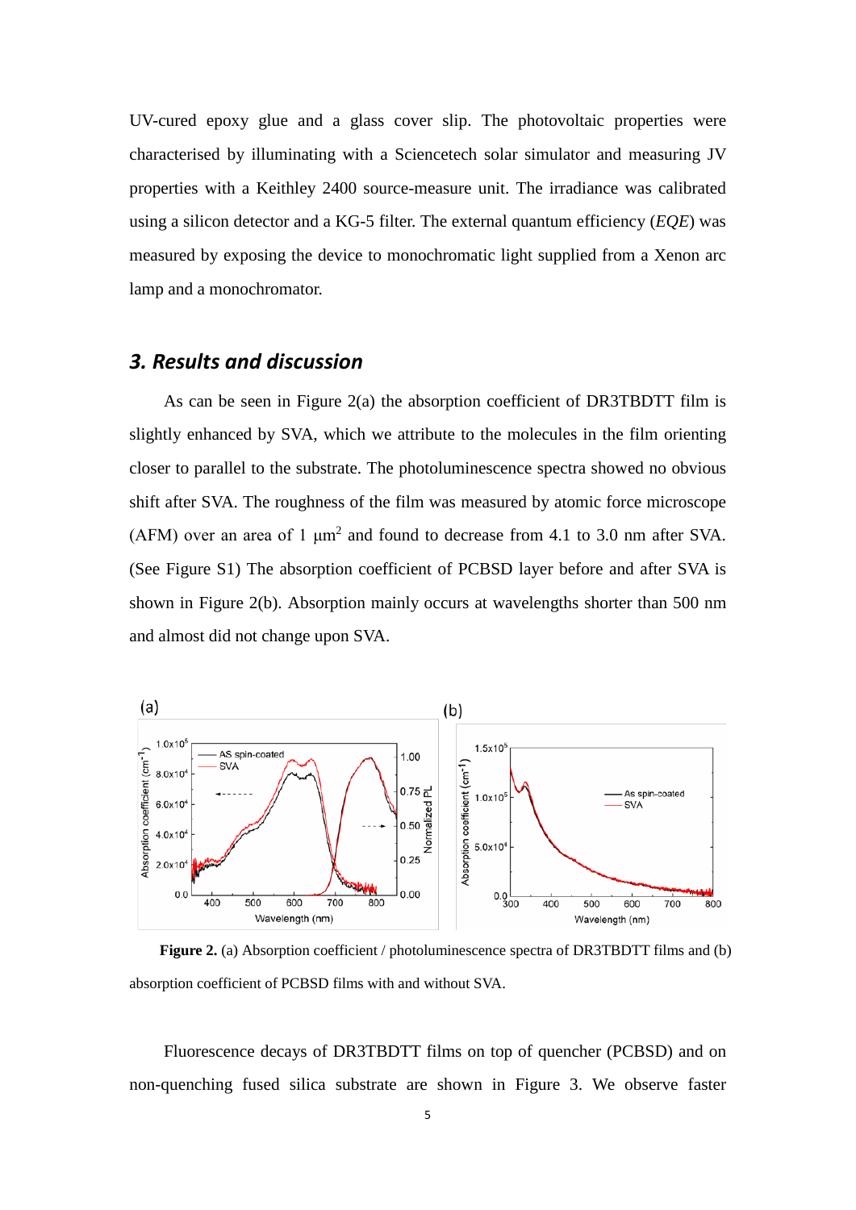UV-cured epoxy glue and a glass cover slip. The photovoltaic properties were characterised by illuminating with a Sciencetech solar simulator and measuring JV properties with a Keithley 2400 source-measure unit. The irradiance was calibrated using a silicon detector and a KG-5 filter. The external quantum efficiency (*EQE*) was measured by exposing the device to monochromatic light supplied from a Xenon arc lamp and a monochromator.

## 3. Results and discussion

As can be seen in Figure 2(a) the absorption coefficient of DR3TBDTT film is slightly enhanced by SVA, which we attribute to the molecules in the film orienting closer to parallel to the substrate. The photoluminescence spectra showed no obvious shift after SVA. The roughness of the film was measured by atomic force microscope (AFM) over an area of 1 μm$^2$ and found to decrease from 4.1 to 3.0 nm after SVA. (See Figure S1) The absorption coefficient of PCBSD layer before and after SVA is shown in Figure 2(b). Absorption mainly occurs at wavelengths shorter than 500 nm and almost did not change upon SVA.

**Figure 2.** (a) Absorption coefficient / photoluminescence spectra of DR3TBDTT films and (b) absorption coefficient of PCBSD films with and without SVA.

Fluorescence decays of DR3TBDTT films on top of quencher (PCBSD) and on non-quenching fused silica substrate are shown in Figure 3. We observe faster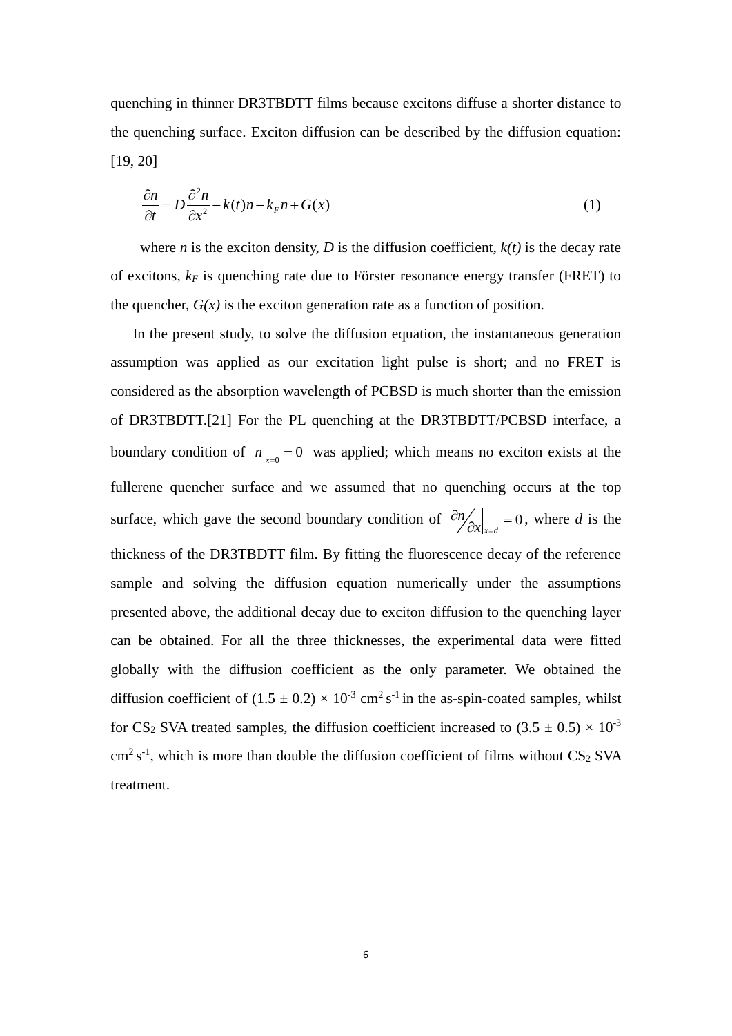quenching in thinner DR3TBDTT films because excitons diffuse a shorter distance to the quenching surface. Exciton diffusion can be described by the diffusion equation: [19, 20]

$$\frac{\partial n}{\partial t} = D\frac{\partial^2 n}{\partial x^2} - k(t)n - k_F n + G(x) \tag{1}$$

where $n$ is the exciton density, $D$ is the diffusion coefficient, $k(t)$ is the decay rate of excitons, $k_F$ is quenching rate due to Förster resonance energy transfer (FRET) to the quencher, $G(x)$ is the exciton generation rate as a function of position.

In the present study, to solve the diffusion equation, the instantaneous generation assumption was applied as our excitation light pulse is short; and no FRET is considered as the absorption wavelength of PCBSD is much shorter than the emission of DR3TBDTT.[21] For the PL quenching at the DR3TBDTT/PCBSD interface, a boundary condition of $n\big|_{x=0} = 0$ was applied; which means no exciton exists at the fullerene quencher surface and we assumed that no quenching occurs at the top surface, which gave the second boundary condition of $\partial n / \partial x\big|_{x=d} = 0$, where $d$ is the thickness of the DR3TBDTT film. By fitting the fluorescence decay of the reference sample and solving the diffusion equation numerically under the assumptions presented above, the additional decay due to exciton diffusion to the quenching layer can be obtained. For all the three thicknesses, the experimental data were fitted globally with the diffusion coefficient as the only parameter. We obtained the diffusion coefficient of $(1.5 \pm 0.2) \times 10^{-3}$ cm$^2$ s$^{-1}$ in the as-spin-coated samples, whilst for $CS_2$ SVA treated samples, the diffusion coefficient increased to $(3.5 \pm 0.5) \times 10^{-3}$ cm$^2$ s$^{-1}$, which is more than double the diffusion coefficient of films without $CS_2$ SVA treatment.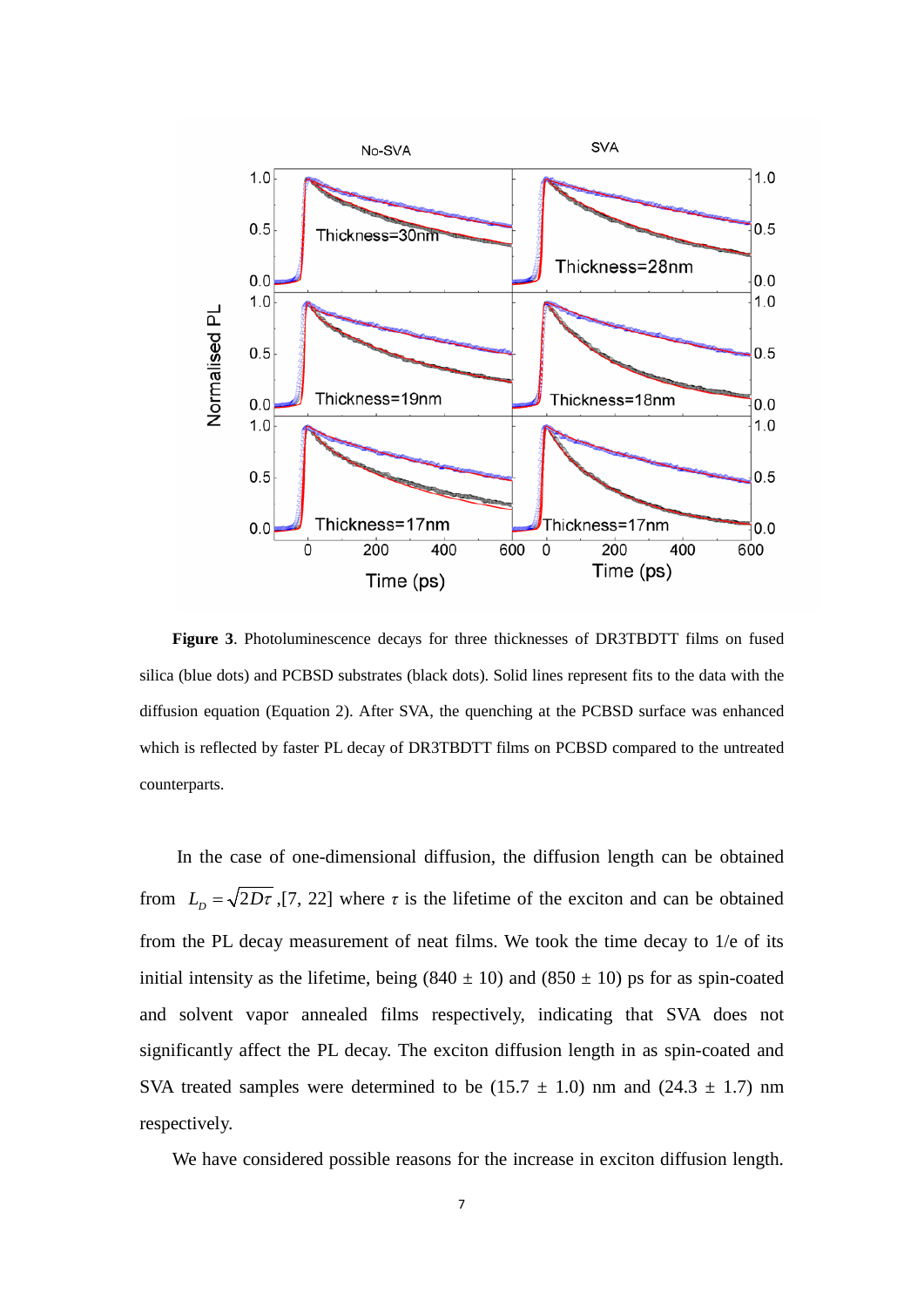**Figure 3**. Photoluminescence decays for three thicknesses of DR3TBDTT films on fused silica (blue dots) and PCBSD substrates (black dots). Solid lines represent fits to the data with the diffusion equation (Equation 2). After SVA, the quenching at the PCBSD surface was enhanced which is reflected by faster PL decay of DR3TBDTT films on PCBSD compared to the untreated counterparts.

In the case of one-dimensional diffusion, the diffusion length can be obtained from $L_D = \sqrt{2D\tau}$ ,[7, 22] where $\tau$ is the lifetime of the exciton and can be obtained from the PL decay measurement of neat films. We took the time decay to 1/e of its initial intensity as the lifetime, being (840 ± 10) and (850 ± 10) ps for as spin-coated and solvent vapor annealed films respectively, indicating that SVA does not significantly affect the PL decay. The exciton diffusion length in as spin-coated and SVA treated samples were determined to be (15.7 ± 1.0) nm and (24.3 ± 1.7) nm respectively.

We have considered possible reasons for the increase in exciton diffusion length.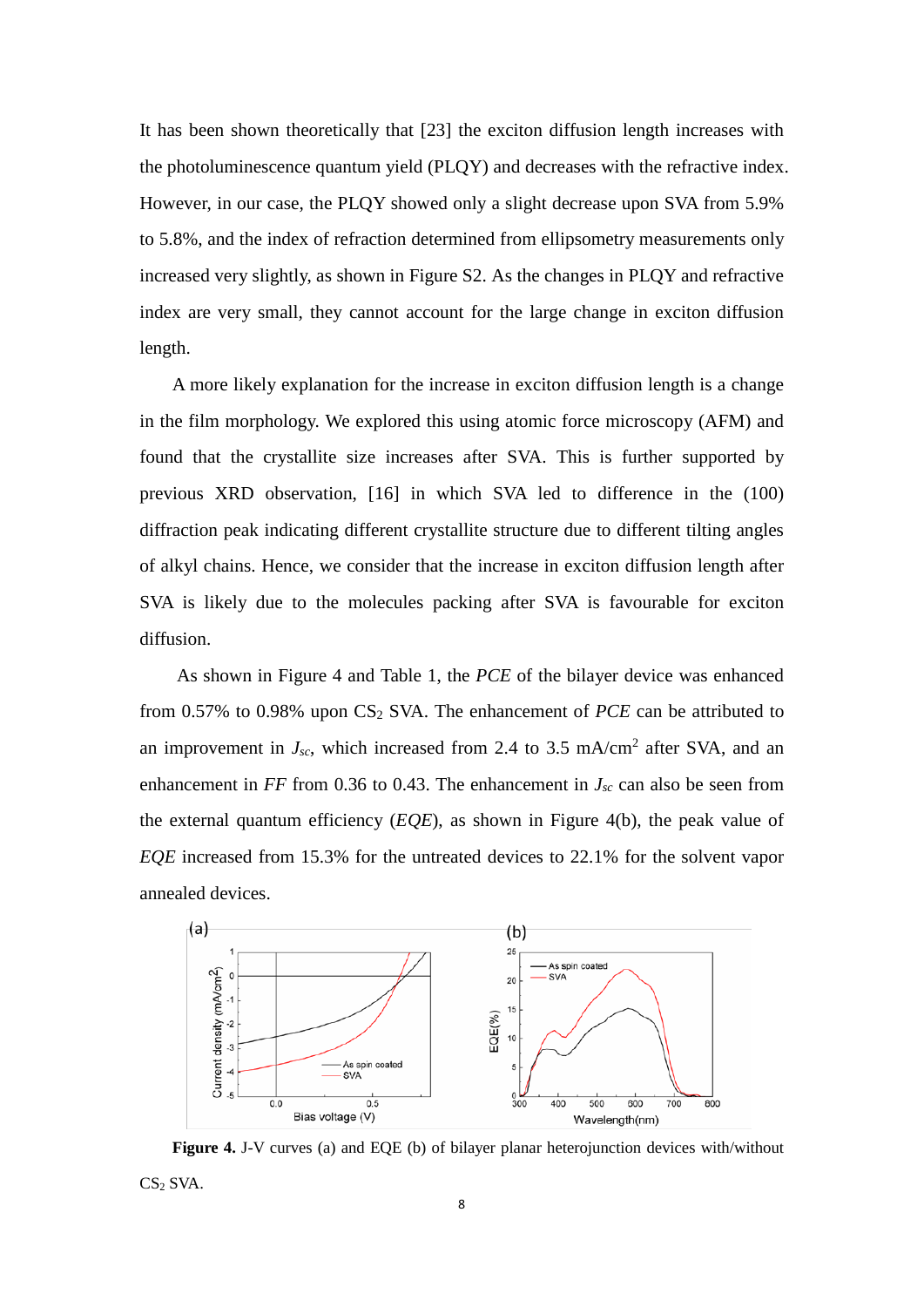It has been shown theoretically that [23] the exciton diffusion length increases with the photoluminescence quantum yield (PLQY) and decreases with the refractive index. However, in our case, the PLQY showed only a slight decrease upon SVA from 5.9% to 5.8%, and the index of refraction determined from ellipsometry measurements only increased very slightly, as shown in Figure S2. As the changes in PLQY and refractive index are very small, they cannot account for the large change in exciton diffusion length.

A more likely explanation for the increase in exciton diffusion length is a change in the film morphology. We explored this using atomic force microscopy (AFM) and found that the crystallite size increases after SVA. This is further supported by previous XRD observation, [16] in which SVA led to difference in the (100) diffraction peak indicating different crystallite structure due to different tilting angles of alkyl chains. Hence, we consider that the increase in exciton diffusion length after SVA is likely due to the molecules packing after SVA is favourable for exciton diffusion.

As shown in Figure 4 and Table 1, the *PCE* of the bilayer device was enhanced from 0.57% to 0.98% upon $CS_2$ SVA. The enhancement of *PCE* can be attributed to an improvement in $J_{sc}$, which increased from 2.4 to 3.5 mA/cm$^2$ after SVA, and an enhancement in *FF* from 0.36 to 0.43. The enhancement in $J_{sc}$ can also be seen from the external quantum efficiency (*EQE*), as shown in Figure 4(b), the peak value of *EQE* increased from 15.3% for the untreated devices to 22.1% for the solvent vapor annealed devices.

**Figure 4.** J-V curves (a) and EQE (b) of bilayer planar heterojunction devices with/without $CS_2$ SVA.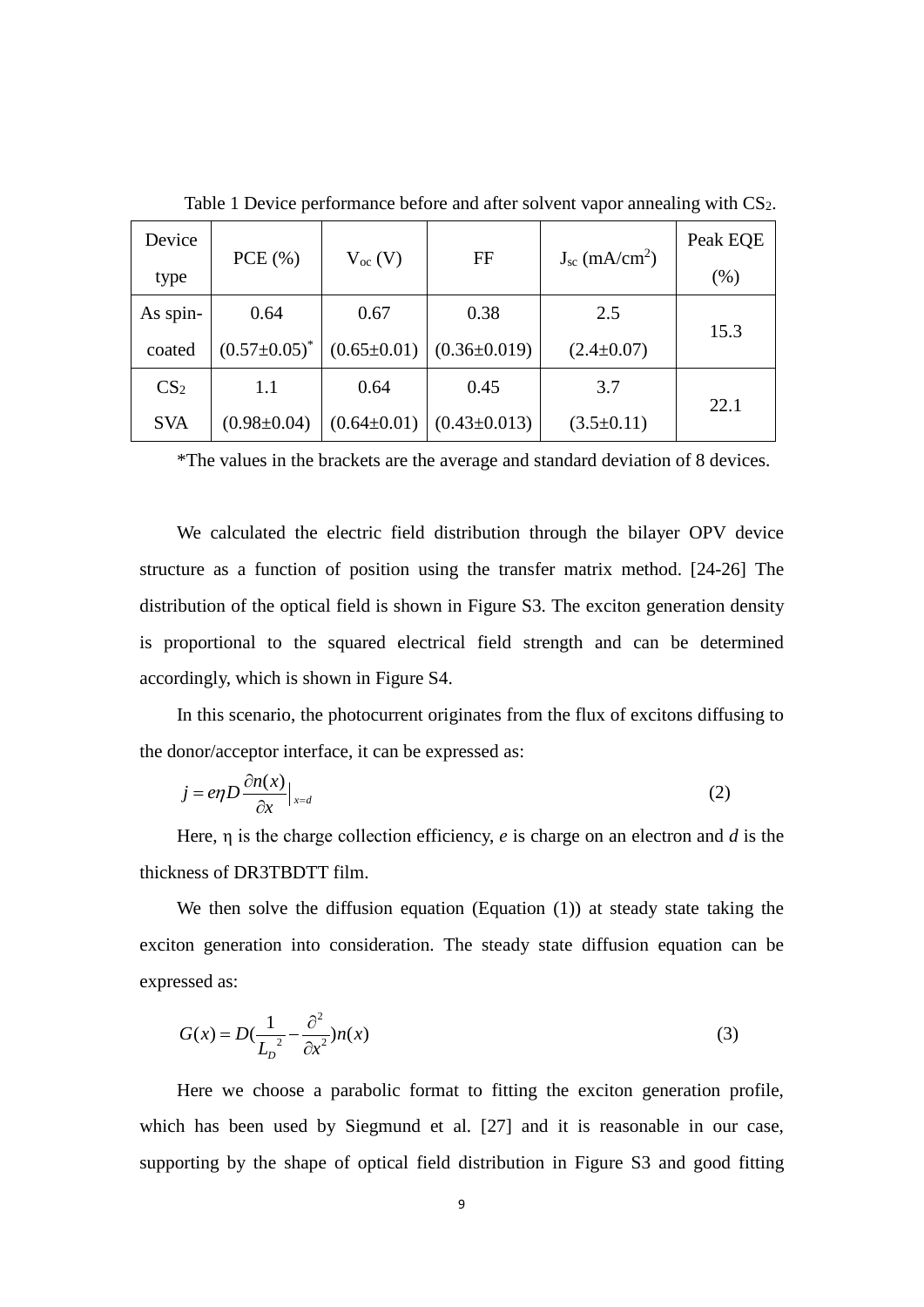Table 1 Device performance before and after solvent vapor annealing with $CS_2$.

| Device type | PCE (%) | $V_{oc}$ (V) | FF | $J_{sc}$ (mA/cm$^2$) | Peak EQE (%) |
|---|---|---|---|---|---|
| As spin-coated | 0.64 (0.57±0.05)* | 0.67 (0.65±0.01) | 0.38 (0.36±0.019) | 2.5 (2.4±0.07) | 15.3 |
| $CS_2$ SVA | 1.1 (0.98±0.04) | 0.64 (0.64±0.01) | 0.45 (0.43±0.013) | 3.7 (3.5±0.11) | 22.1 |

*The values in the brackets are the average and standard deviation of 8 devices.

We calculated the electric field distribution through the bilayer OPV device structure as a function of position using the transfer matrix method. [24-26] The distribution of the optical field is shown in Figure S3. The exciton generation density is proportional to the squared electrical field strength and can be determined accordingly, which is shown in Figure S4.

In this scenario, the photocurrent originates from the flux of excitons diffusing to the donor/acceptor interface, it can be expressed as:

$$j = e\eta D \frac{\partial n(x)}{\partial x}\Big|_{x=d} \tag{2}$$

Here, η is the charge collection efficiency, *e* is charge on an electron and *d* is the thickness of DR3TBDTT film.

We then solve the diffusion equation (Equation (1)) at steady state taking the exciton generation into consideration. The steady state diffusion equation can be expressed as:

$$G(x) = D\left(\frac{1}{L_D^{\ 2}} - \frac{\partial^2}{\partial x^2}\right)n(x) \tag{3}$$

Here we choose a parabolic format to fitting the exciton generation profile, which has been used by Siegmund et al. [27] and it is reasonable in our case, supporting by the shape of optical field distribution in Figure S3 and good fitting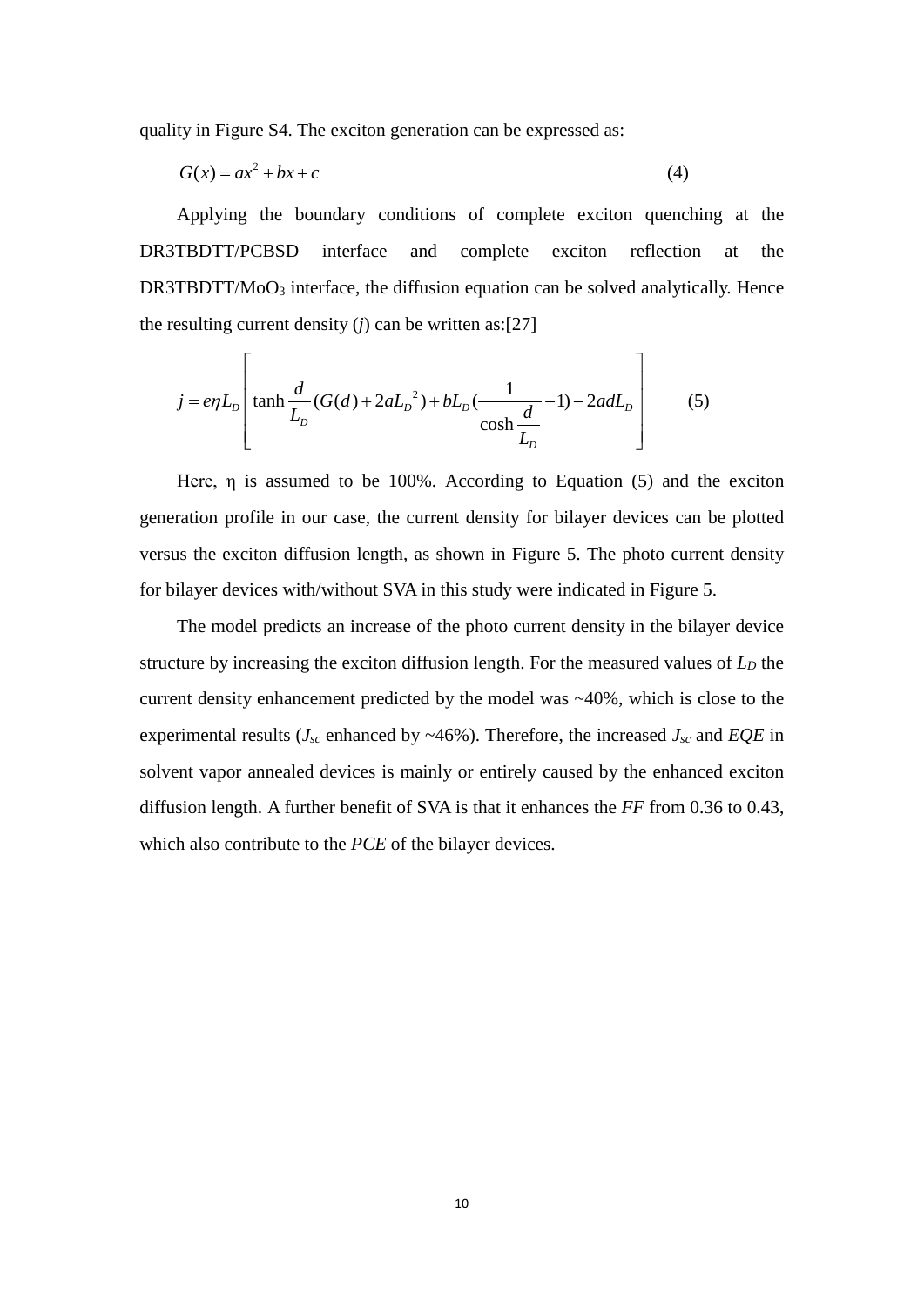quality in Figure S4. The exciton generation can be expressed as:

$$G(x) = ax^2 + bx + c \tag{4}$$

Applying the boundary conditions of complete exciton quenching at the DR3TBDTT/PCBSD interface and complete exciton reflection at the DR3TBDTT/$MoO_3$ interface, the diffusion equation can be solved analytically. Hence the resulting current density ($j$) can be written as:[27]

$$j = e\eta L_D \left[ \tanh\frac{d}{L_D}(G(d) + 2aL_D{}^2) + bL_D\left(\frac{1}{\cosh\frac{d}{L_D}} - 1\right) - 2adL_D \right] \tag{5}$$

Here, η is assumed to be 100%. According to Equation (5) and the exciton generation profile in our case, the current density for bilayer devices can be plotted versus the exciton diffusion length, as shown in Figure 5. The photo current density for bilayer devices with/without SVA in this study were indicated in Figure 5.

The model predicts an increase of the photo current density in the bilayer device structure by increasing the exciton diffusion length. For the measured values of $L_D$ the current density enhancement predicted by the model was ~40%, which is close to the experimental results ($J_{sc}$ enhanced by ~46%). Therefore, the increased $J_{sc}$ and *EQE* in solvent vapor annealed devices is mainly or entirely caused by the enhanced exciton diffusion length. A further benefit of SVA is that it enhances the *FF* from 0.36 to 0.43, which also contribute to the *PCE* of the bilayer devices.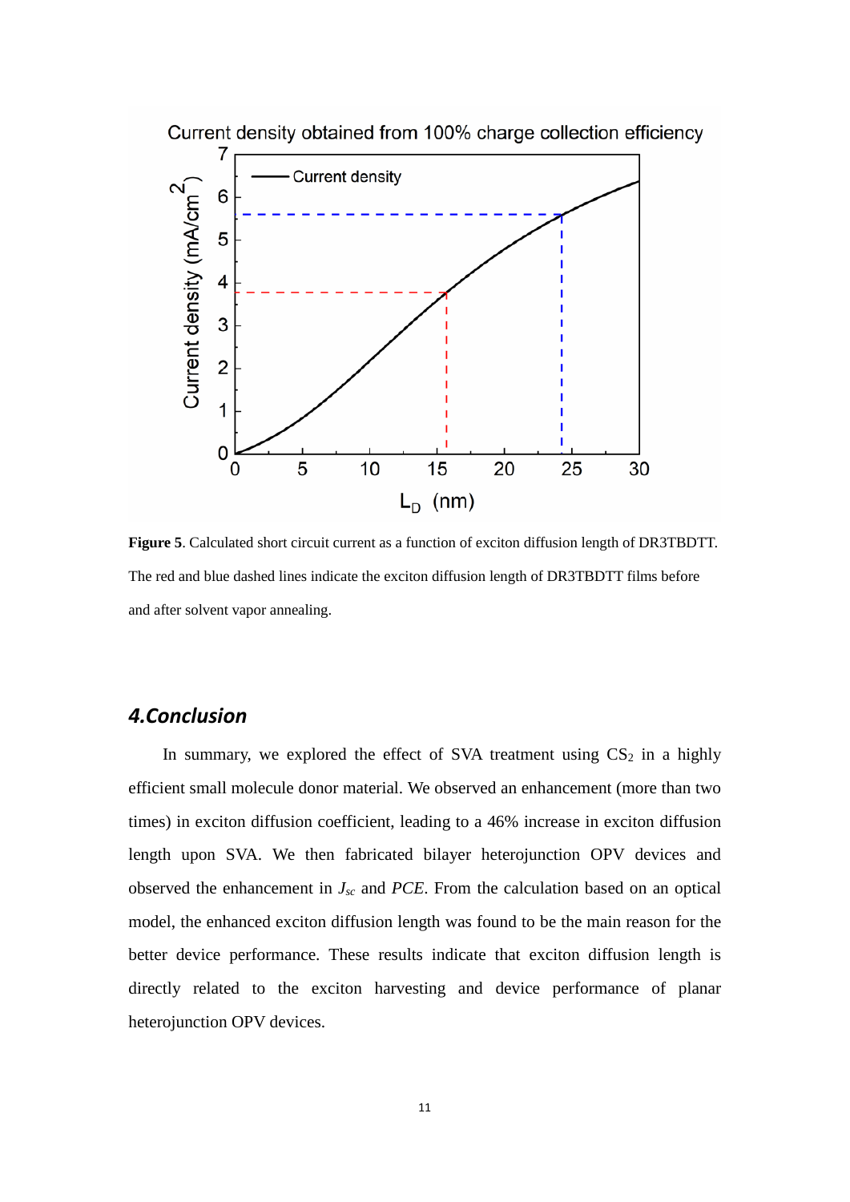**Figure 5**. Calculated short circuit current as a function of exciton diffusion length of DR3TBDTT. The red and blue dashed lines indicate the exciton diffusion length of DR3TBDTT films before and after solvent vapor annealing.

## 4.Conclusion

In summary, we explored the effect of SVA treatment using $CS_2$ in a highly efficient small molecule donor material. We observed an enhancement (more than two times) in exciton diffusion coefficient, leading to a 46% increase in exciton diffusion length upon SVA. We then fabricated bilayer heterojunction OPV devices and observed the enhancement in $J_{sc}$ and *PCE*. From the calculation based on an optical model, the enhanced exciton diffusion length was found to be the main reason for the better device performance. These results indicate that exciton diffusion length is directly related to the exciton harvesting and device performance of planar heterojunction OPV devices.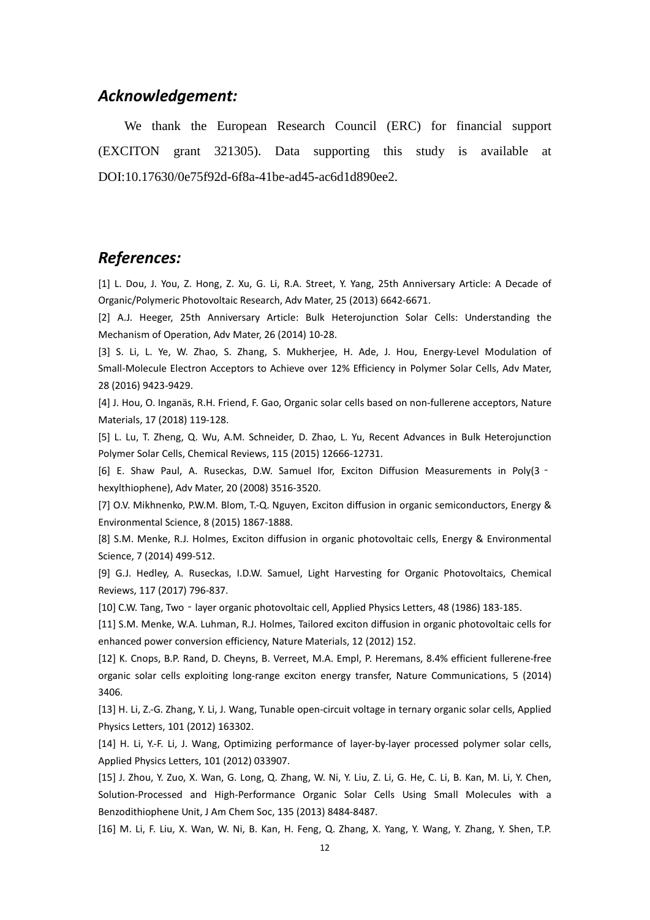## *Acknowledgement:*

We thank the European Research Council (ERC) for financial support (EXCITON grant 321305). Data supporting this study is available at DOI:10.17630/0e75f92d-6f8a-41be-ad45-ac6d1d890ee2.

## *References:*

[1] L. Dou, J. You, Z. Hong, Z. Xu, G. Li, R.A. Street, Y. Yang, 25th Anniversary Article: A Decade of Organic/Polymeric Photovoltaic Research, Adv Mater, 25 (2013) 6642-6671.

[2] A.J. Heeger, 25th Anniversary Article: Bulk Heterojunction Solar Cells: Understanding the Mechanism of Operation, Adv Mater, 26 (2014) 10-28.

[3] S. Li, L. Ye, W. Zhao, S. Zhang, S. Mukherjee, H. Ade, J. Hou, Energy-Level Modulation of Small-Molecule Electron Acceptors to Achieve over 12% Efficiency in Polymer Solar Cells, Adv Mater, 28 (2016) 9423-9429.

[4] J. Hou, O. Inganäs, R.H. Friend, F. Gao, Organic solar cells based on non-fullerene acceptors, Nature Materials, 17 (2018) 119-128.

[5] L. Lu, T. Zheng, Q. Wu, A.M. Schneider, D. Zhao, L. Yu, Recent Advances in Bulk Heterojunction Polymer Solar Cells, Chemical Reviews, 115 (2015) 12666-12731.

[6] E. Shaw Paul, A. Ruseckas, D.W. Samuel Ifor, Exciton Diffusion Measurements in Poly(3‐hexylthiophene), Adv Mater, 20 (2008) 3516-3520.

[7] O.V. Mikhnenko, P.W.M. Blom, T.-Q. Nguyen, Exciton diffusion in organic semiconductors, Energy & Environmental Science, 8 (2015) 1867-1888.

[8] S.M. Menke, R.J. Holmes, Exciton diffusion in organic photovoltaic cells, Energy & Environmental Science, 7 (2014) 499-512.

[9] G.J. Hedley, A. Ruseckas, I.D.W. Samuel, Light Harvesting for Organic Photovoltaics, Chemical Reviews, 117 (2017) 796-837.

[10] C.W. Tang, Two‐layer organic photovoltaic cell, Applied Physics Letters, 48 (1986) 183-185.

[11] S.M. Menke, W.A. Luhman, R.J. Holmes, Tailored exciton diffusion in organic photovoltaic cells for enhanced power conversion efficiency, Nature Materials, 12 (2012) 152.

[12] K. Cnops, B.P. Rand, D. Cheyns, B. Verreet, M.A. Empl, P. Heremans, 8.4% efficient fullerene-free organic solar cells exploiting long-range exciton energy transfer, Nature Communications, 5 (2014) 3406.

[13] H. Li, Z.-G. Zhang, Y. Li, J. Wang, Tunable open-circuit voltage in ternary organic solar cells, Applied Physics Letters, 101 (2012) 163302.

[14] H. Li, Y.-F. Li, J. Wang, Optimizing performance of layer-by-layer processed polymer solar cells, Applied Physics Letters, 101 (2012) 033907.

[15] J. Zhou, Y. Zuo, X. Wan, G. Long, Q. Zhang, W. Ni, Y. Liu, Z. Li, G. He, C. Li, B. Kan, M. Li, Y. Chen, Solution-Processed and High-Performance Organic Solar Cells Using Small Molecules with a Benzodithiophene Unit, J Am Chem Soc, 135 (2013) 8484-8487.

[16] M. Li, F. Liu, X. Wan, W. Ni, B. Kan, H. Feng, Q. Zhang, X. Yang, Y. Wang, Y. Zhang, Y. Shen, T.P.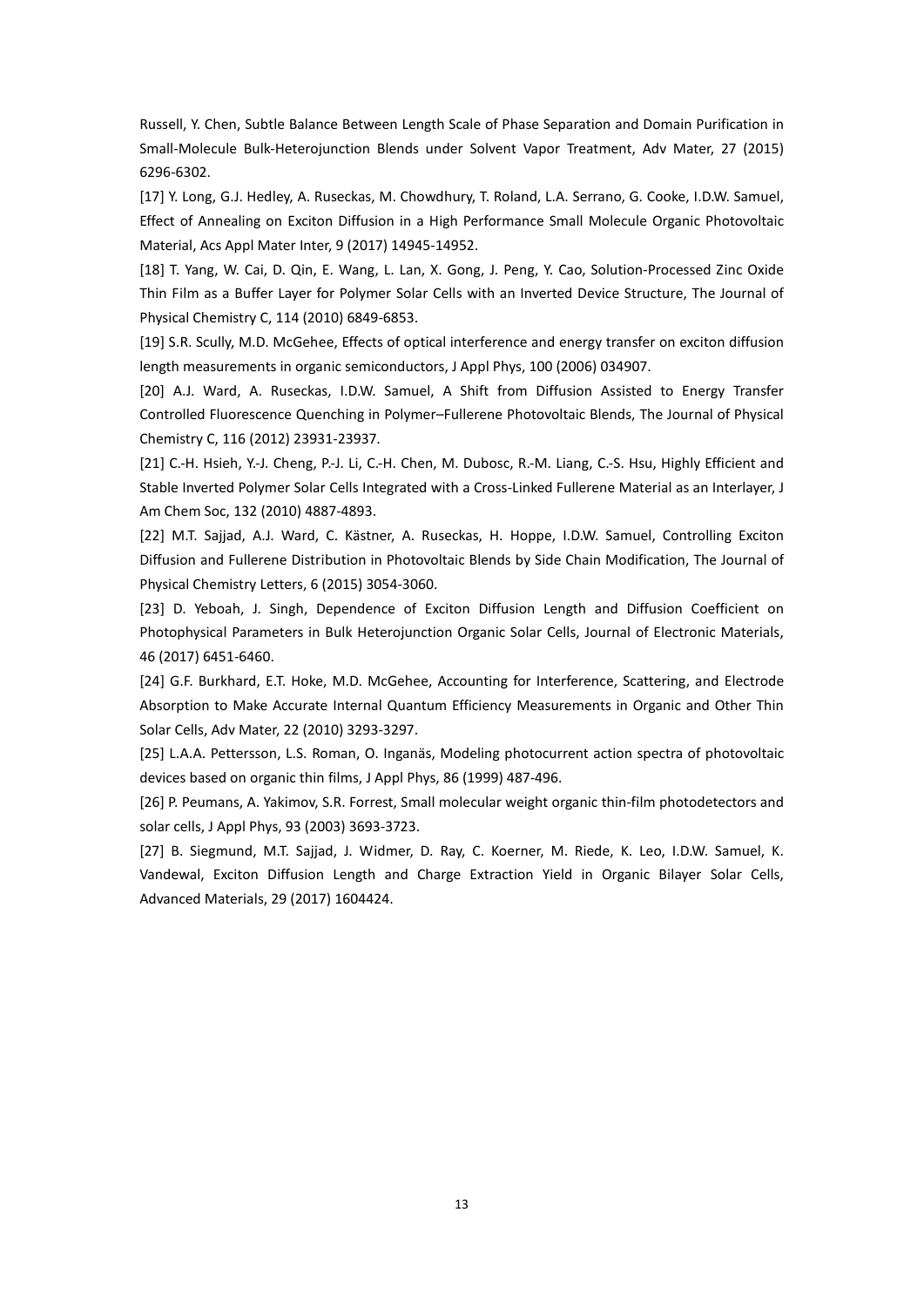Russell, Y. Chen, Subtle Balance Between Length Scale of Phase Separation and Domain Purification in Small-Molecule Bulk-Heterojunction Blends under Solvent Vapor Treatment, Adv Mater, 27 (2015) 6296-6302.

[17] Y. Long, G.J. Hedley, A. Ruseckas, M. Chowdhury, T. Roland, L.A. Serrano, G. Cooke, I.D.W. Samuel, Effect of Annealing on Exciton Diffusion in a High Performance Small Molecule Organic Photovoltaic Material, Acs Appl Mater Inter, 9 (2017) 14945-14952.

[18] T. Yang, W. Cai, D. Qin, E. Wang, L. Lan, X. Gong, J. Peng, Y. Cao, Solution-Processed Zinc Oxide Thin Film as a Buffer Layer for Polymer Solar Cells with an Inverted Device Structure, The Journal of Physical Chemistry C, 114 (2010) 6849-6853.

[19] S.R. Scully, M.D. McGehee, Effects of optical interference and energy transfer on exciton diffusion length measurements in organic semiconductors, J Appl Phys, 100 (2006) 034907.

[20] A.J. Ward, A. Ruseckas, I.D.W. Samuel, A Shift from Diffusion Assisted to Energy Transfer Controlled Fluorescence Quenching in Polymer–Fullerene Photovoltaic Blends, The Journal of Physical Chemistry C, 116 (2012) 23931-23937.

[21] C.-H. Hsieh, Y.-J. Cheng, P.-J. Li, C.-H. Chen, M. Dubosc, R.-M. Liang, C.-S. Hsu, Highly Efficient and Stable Inverted Polymer Solar Cells Integrated with a Cross-Linked Fullerene Material as an Interlayer, J Am Chem Soc, 132 (2010) 4887-4893.

[22] M.T. Sajjad, A.J. Ward, C. Kästner, A. Ruseckas, H. Hoppe, I.D.W. Samuel, Controlling Exciton Diffusion and Fullerene Distribution in Photovoltaic Blends by Side Chain Modification, The Journal of Physical Chemistry Letters, 6 (2015) 3054-3060.

[23] D. Yeboah, J. Singh, Dependence of Exciton Diffusion Length and Diffusion Coefficient on Photophysical Parameters in Bulk Heterojunction Organic Solar Cells, Journal of Electronic Materials, 46 (2017) 6451-6460.

[24] G.F. Burkhard, E.T. Hoke, M.D. McGehee, Accounting for Interference, Scattering, and Electrode Absorption to Make Accurate Internal Quantum Efficiency Measurements in Organic and Other Thin Solar Cells, Adv Mater, 22 (2010) 3293-3297.

[25] L.A.A. Pettersson, L.S. Roman, O. Inganäs, Modeling photocurrent action spectra of photovoltaic devices based on organic thin films, J Appl Phys, 86 (1999) 487-496.

[26] P. Peumans, A. Yakimov, S.R. Forrest, Small molecular weight organic thin-film photodetectors and solar cells, J Appl Phys, 93 (2003) 3693-3723.

[27] B. Siegmund, M.T. Sajjad, J. Widmer, D. Ray, C. Koerner, M. Riede, K. Leo, I.D.W. Samuel, K. Vandewal, Exciton Diffusion Length and Charge Extraction Yield in Organic Bilayer Solar Cells, Advanced Materials, 29 (2017) 1604424.